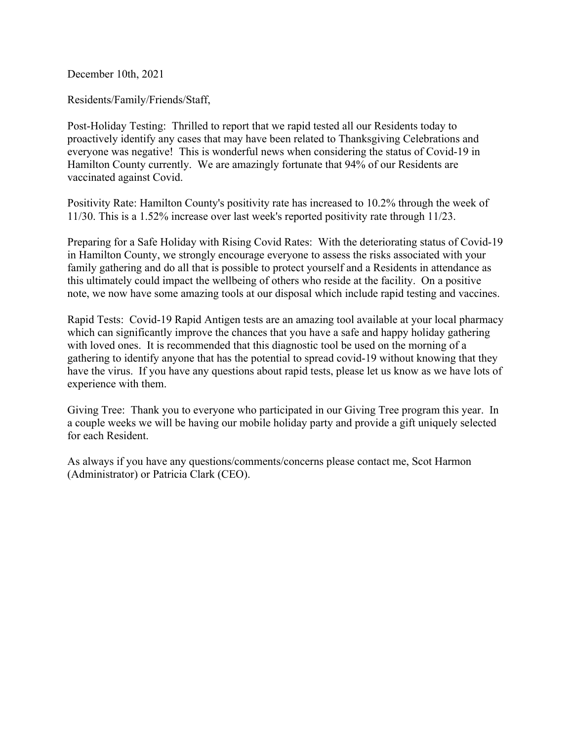December 10th, 2021

Residents/Family/Friends/Staff,

Post-Holiday Testing: Thrilled to report that we rapid tested all our Residents today to proactively identify any cases that may have been related to Thanksgiving Celebrations and everyone was negative! This is wonderful news when considering the status of Covid-19 in Hamilton County currently. We are amazingly fortunate that 94% of our Residents are vaccinated against Covid.

Positivity Rate: Hamilton County's positivity rate has increased to 10.2% through the week of 11/30. This is a 1.52% increase over last week's reported positivity rate through 11/23.

Preparing for a Safe Holiday with Rising Covid Rates: With the deteriorating status of Covid-19 in Hamilton County, we strongly encourage everyone to assess the risks associated with your family gathering and do all that is possible to protect yourself and a Residents in attendance as this ultimately could impact the wellbeing of others who reside at the facility. On a positive note, we now have some amazing tools at our disposal which include rapid testing and vaccines.

Rapid Tests: Covid-19 Rapid Antigen tests are an amazing tool available at your local pharmacy which can significantly improve the chances that you have a safe and happy holiday gathering with loved ones. It is recommended that this diagnostic tool be used on the morning of a gathering to identify anyone that has the potential to spread covid-19 without knowing that they have the virus. If you have any questions about rapid tests, please let us know as we have lots of experience with them.

Giving Tree: Thank you to everyone who participated in our Giving Tree program this year. In a couple weeks we will be having our mobile holiday party and provide a gift uniquely selected for each Resident.

As always if you have any questions/comments/concerns please contact me, Scot Harmon (Administrator) or Patricia Clark (CEO).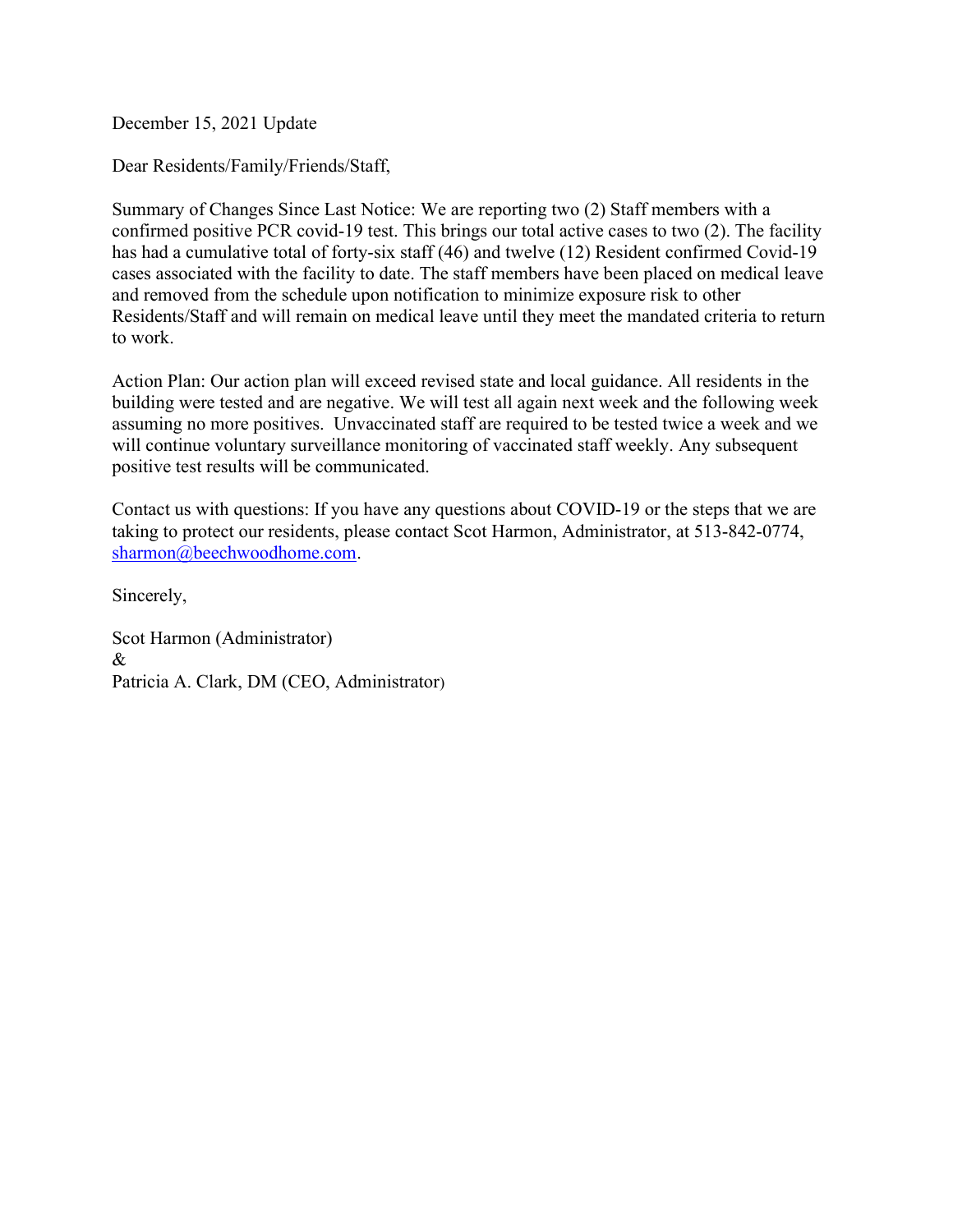December 15, 2021 Update

Dear Residents/Family/Friends/Staff,

Summary of Changes Since Last Notice: We are reporting two (2) Staff members with a confirmed positive PCR covid-19 test. This brings our total active cases to two (2). The facility has had a cumulative total of forty-six staff (46) and twelve (12) Resident confirmed Covid-19 cases associated with the facility to date. The staff members have been placed on medical leave and removed from the schedule upon notification to minimize exposure risk to other Residents/Staff and will remain on medical leave until they meet the mandated criteria to return to work.

Action Plan: Our action plan will exceed revised state and local guidance. All residents in the building were tested and are negative. We will test all again next week and the following week assuming no more positives. Unvaccinated staff are required to be tested twice a week and we will continue voluntary surveillance monitoring of vaccinated staff weekly. Any subsequent positive test results will be communicated.

Contact us with questions: If you have any questions about COVID-19 or the steps that we are taking to protect our residents, please contact Scot Harmon, Administrator, at 513-842-0774, sharmon@beechwoodhome.com.

Sincerely,

Scot Harmon (Administrator)
&
Patricia A. Clark, DM (CEO, Administrator)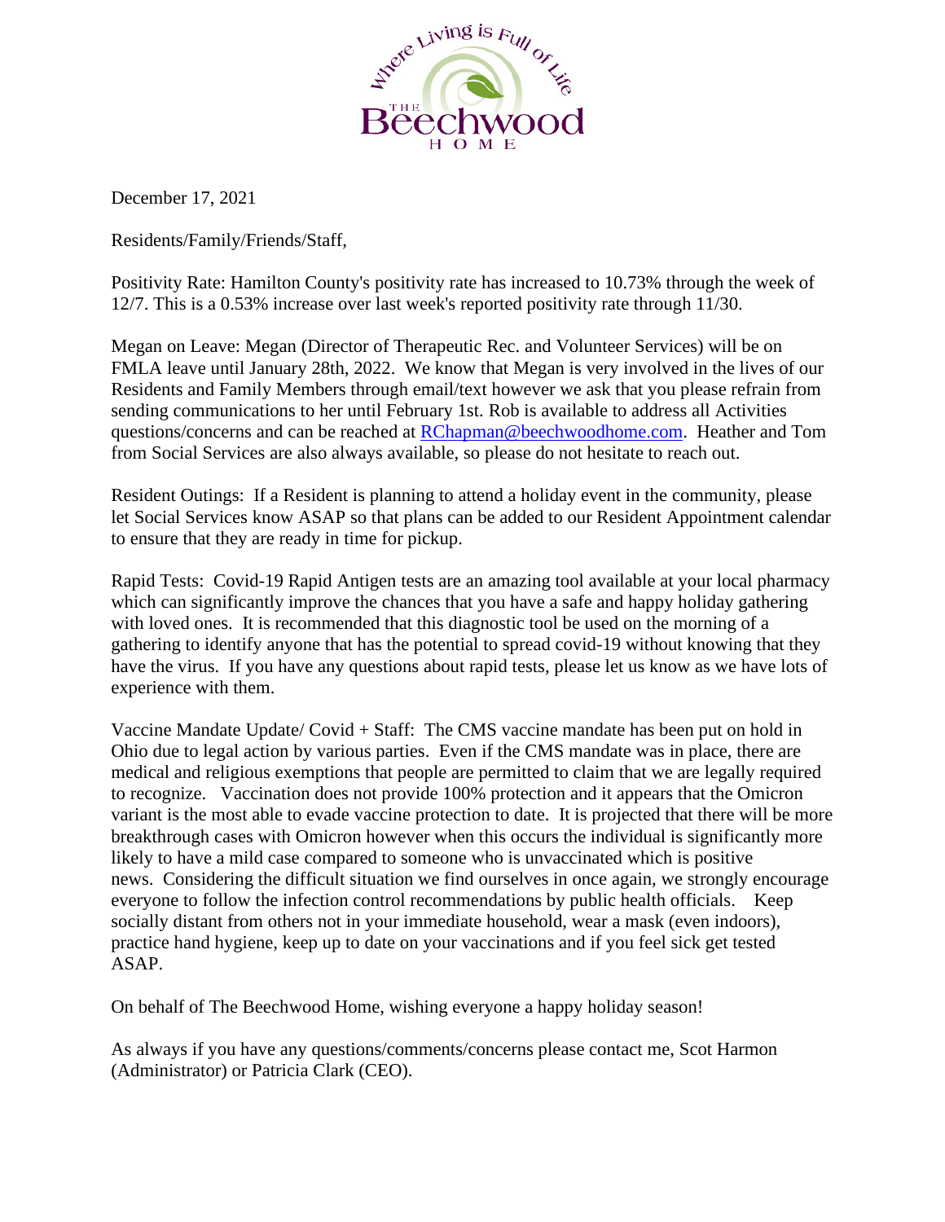December 17, 2021

Residents/Family/Friends/Staff,

Positivity Rate: Hamilton County's positivity rate has increased to 10.73% through the week of 12/7. This is a 0.53% increase over last week's reported positivity rate through 11/30.

Megan on Leave: Megan (Director of Therapeutic Rec. and Volunteer Services) will be on FMLA leave until January 28th, 2022. We know that Megan is very involved in the lives of our Residents and Family Members through email/text however we ask that you please refrain from sending communications to her until February 1st. Rob is available to address all Activities questions/concerns and can be reached at RChapman@beechwoodhome.com. Heather and Tom from Social Services are also always available, so please do not hesitate to reach out.

Resident Outings: If a Resident is planning to attend a holiday event in the community, please let Social Services know ASAP so that plans can be added to our Resident Appointment calendar to ensure that they are ready in time for pickup.

Rapid Tests: Covid-19 Rapid Antigen tests are an amazing tool available at your local pharmacy which can significantly improve the chances that you have a safe and happy holiday gathering with loved ones. It is recommended that this diagnostic tool be used on the morning of a gathering to identify anyone that has the potential to spread covid-19 without knowing that they have the virus. If you have any questions about rapid tests, please let us know as we have lots of experience with them.

Vaccine Mandate Update/ Covid + Staff: The CMS vaccine mandate has been put on hold in Ohio due to legal action by various parties. Even if the CMS mandate was in place, there are medical and religious exemptions that people are permitted to claim that we are legally required to recognize. Vaccination does not provide 100% protection and it appears that the Omicron variant is the most able to evade vaccine protection to date. It is projected that there will be more breakthrough cases with Omicron however when this occurs the individual is significantly more likely to have a mild case compared to someone who is unvaccinated which is positive news. Considering the difficult situation we find ourselves in once again, we strongly encourage everyone to follow the infection control recommendations by public health officials. Keep socially distant from others not in your immediate household, wear a mask (even indoors), practice hand hygiene, keep up to date on your vaccinations and if you feel sick get tested ASAP.

On behalf of The Beechwood Home, wishing everyone a happy holiday season!

As always if you have any questions/comments/concerns please contact me, Scot Harmon (Administrator) or Patricia Clark (CEO).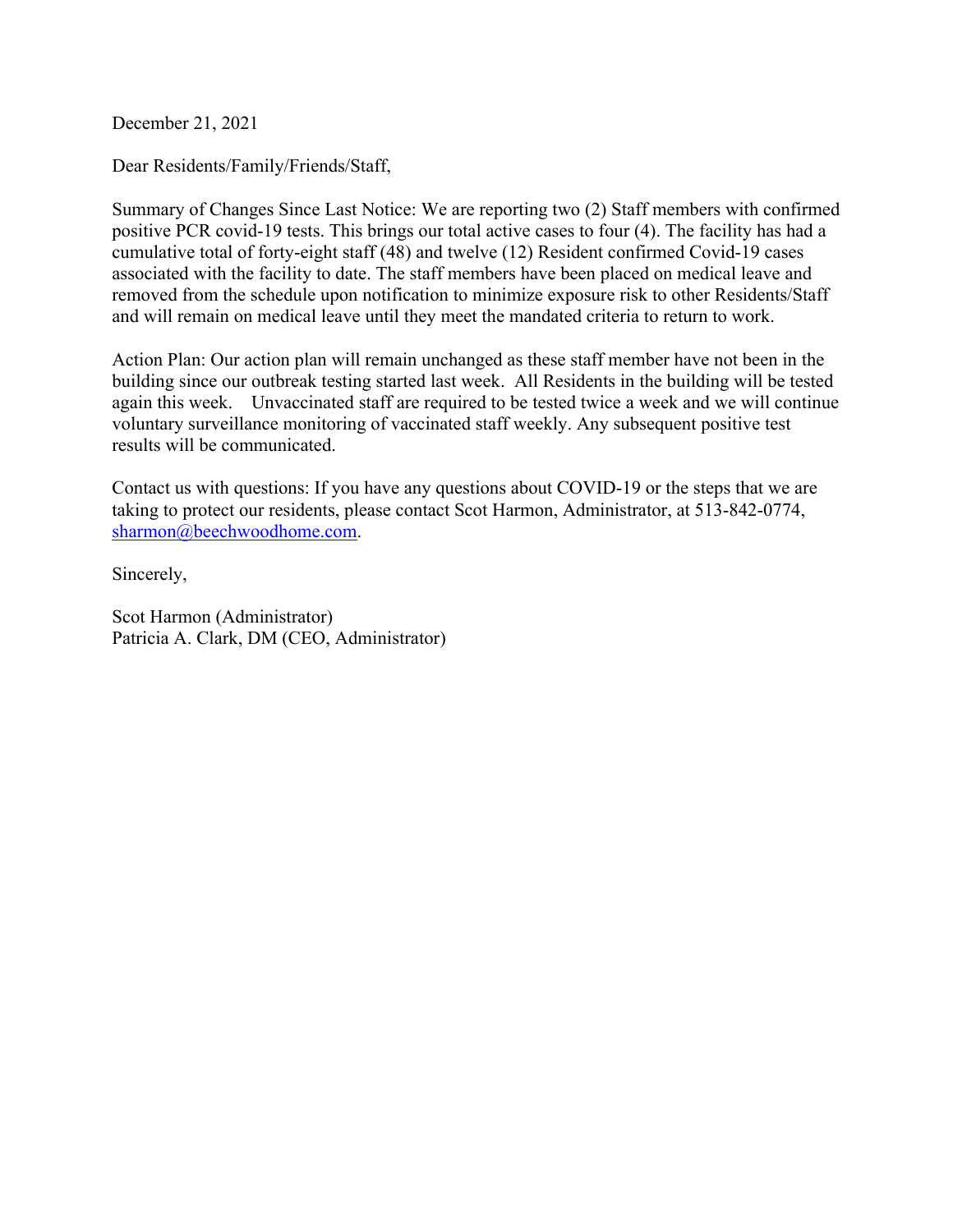December 21, 2021

Dear Residents/Family/Friends/Staff,

Summary of Changes Since Last Notice: We are reporting two (2) Staff members with confirmed positive PCR covid-19 tests. This brings our total active cases to four (4). The facility has had a cumulative total of forty-eight staff (48) and twelve (12) Resident confirmed Covid-19 cases associated with the facility to date. The staff members have been placed on medical leave and removed from the schedule upon notification to minimize exposure risk to other Residents/Staff and will remain on medical leave until they meet the mandated criteria to return to work.

Action Plan: Our action plan will remain unchanged as these staff member have not been in the building since our outbreak testing started last week. All Residents in the building will be tested again this week. Unvaccinated staff are required to be tested twice a week and we will continue voluntary surveillance monitoring of vaccinated staff weekly. Any subsequent positive test results will be communicated.

Contact us with questions: If you have any questions about COVID-19 or the steps that we are taking to protect our residents, please contact Scot Harmon, Administrator, at 513-842-0774, sharmon@beechwoodhome.com.

Sincerely,

Scot Harmon (Administrator)
Patricia A. Clark, DM (CEO, Administrator)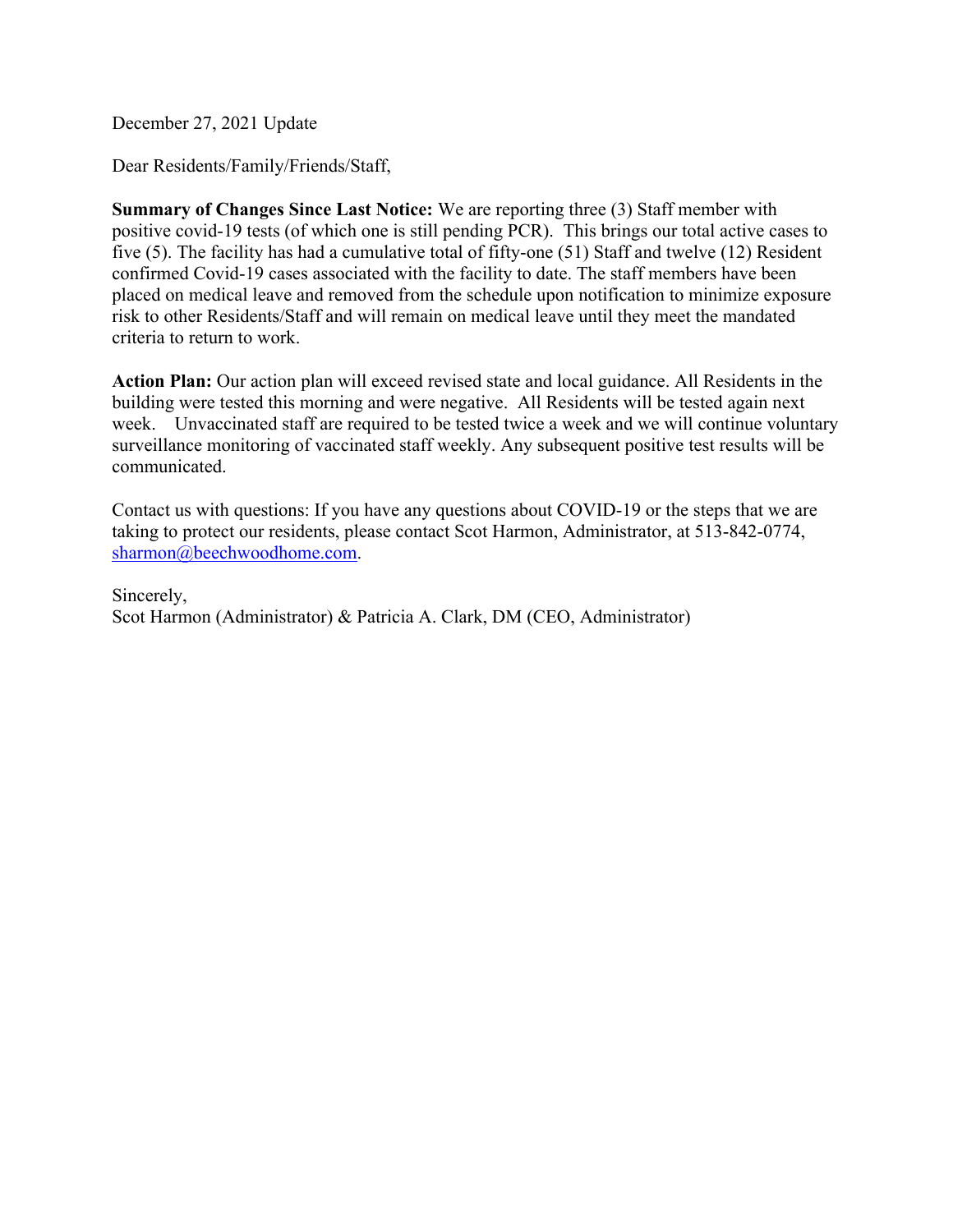December 27, 2021 Update

Dear Residents/Family/Friends/Staff,

**Summary of Changes Since Last Notice:** We are reporting three (3) Staff member with positive covid-19 tests (of which one is still pending PCR). This brings our total active cases to five (5). The facility has had a cumulative total of fifty-one (51) Staff and twelve (12) Resident confirmed Covid-19 cases associated with the facility to date. The staff members have been placed on medical leave and removed from the schedule upon notification to minimize exposure risk to other Residents/Staff and will remain on medical leave until they meet the mandated criteria to return to work.

**Action Plan:** Our action plan will exceed revised state and local guidance. All Residents in the building were tested this morning and were negative. All Residents will be tested again next week. Unvaccinated staff are required to be tested twice a week and we will continue voluntary surveillance monitoring of vaccinated staff weekly. Any subsequent positive test results will be communicated.

Contact us with questions: If you have any questions about COVID-19 or the steps that we are taking to protect our residents, please contact Scot Harmon, Administrator, at 513-842-0774, [sharmon@beechwoodhome.com](mailto:sharmon@beechwoodhome.com).

Sincerely,
Scot Harmon (Administrator) & Patricia A. Clark, DM (CEO, Administrator)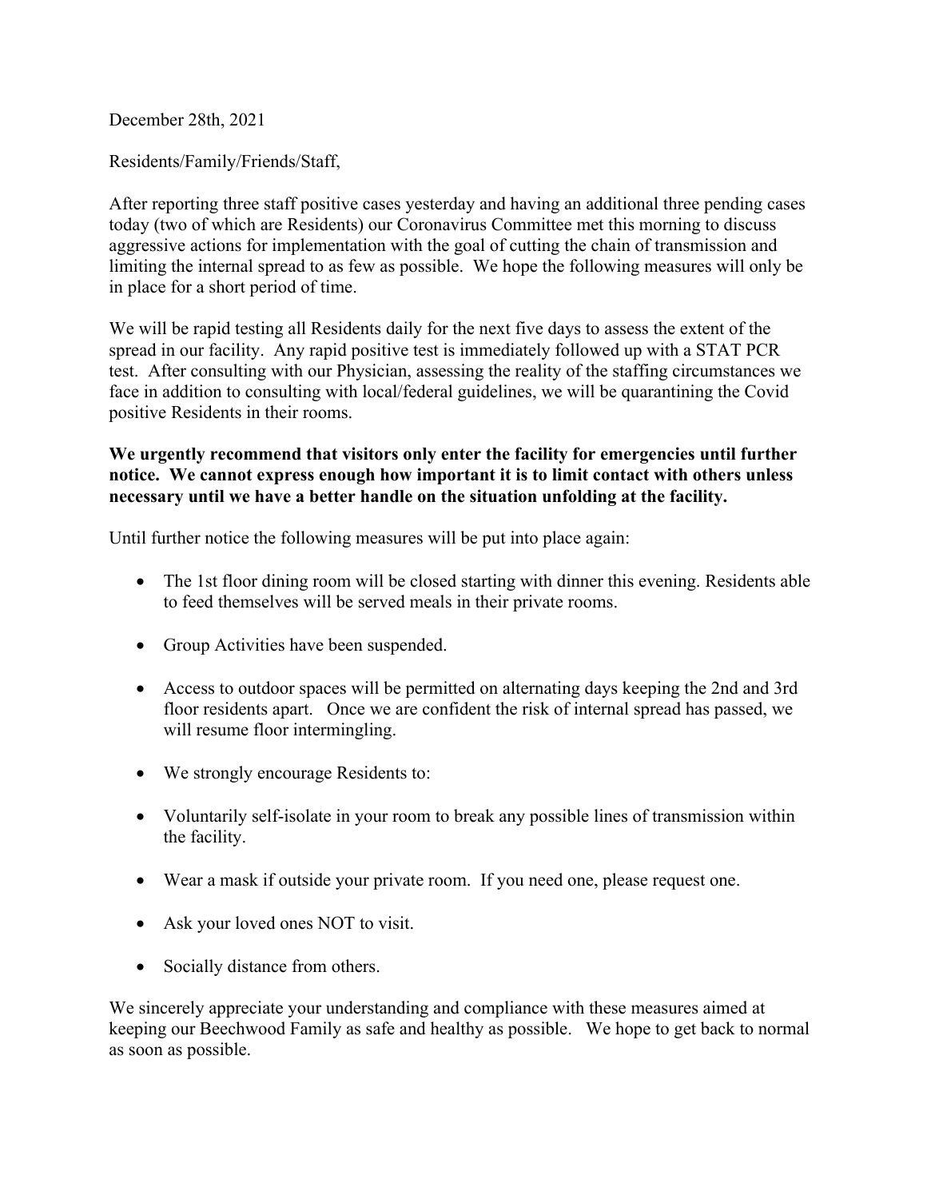December 28th, 2021

Residents/Family/Friends/Staff,

After reporting three staff positive cases yesterday and having an additional three pending cases today (two of which are Residents) our Coronavirus Committee met this morning to discuss aggressive actions for implementation with the goal of cutting the chain of transmission and limiting the internal spread to as few as possible. We hope the following measures will only be in place for a short period of time.

We will be rapid testing all Residents daily for the next five days to assess the extent of the spread in our facility. Any rapid positive test is immediately followed up with a STAT PCR test. After consulting with our Physician, assessing the reality of the staffing circumstances we face in addition to consulting with local/federal guidelines, we will be quarantining the Covid positive Residents in their rooms.

**We urgently recommend that visitors only enter the facility for emergencies until further notice. We cannot express enough how important it is to limit contact with others unless necessary until we have a better handle on the situation unfolding at the facility.**

Until further notice the following measures will be put into place again:

- The 1st floor dining room will be closed starting with dinner this evening. Residents able to feed themselves will be served meals in their private rooms.
- Group Activities have been suspended.
- Access to outdoor spaces will be permitted on alternating days keeping the 2nd and 3rd floor residents apart. Once we are confident the risk of internal spread has passed, we will resume floor intermingling.
- We strongly encourage Residents to:
- Voluntarily self-isolate in your room to break any possible lines of transmission within the facility.
- Wear a mask if outside your private room. If you need one, please request one.
- Ask your loved ones NOT to visit.
- Socially distance from others.

We sincerely appreciate your understanding and compliance with these measures aimed at keeping our Beechwood Family as safe and healthy as possible. We hope to get back to normal as soon as possible.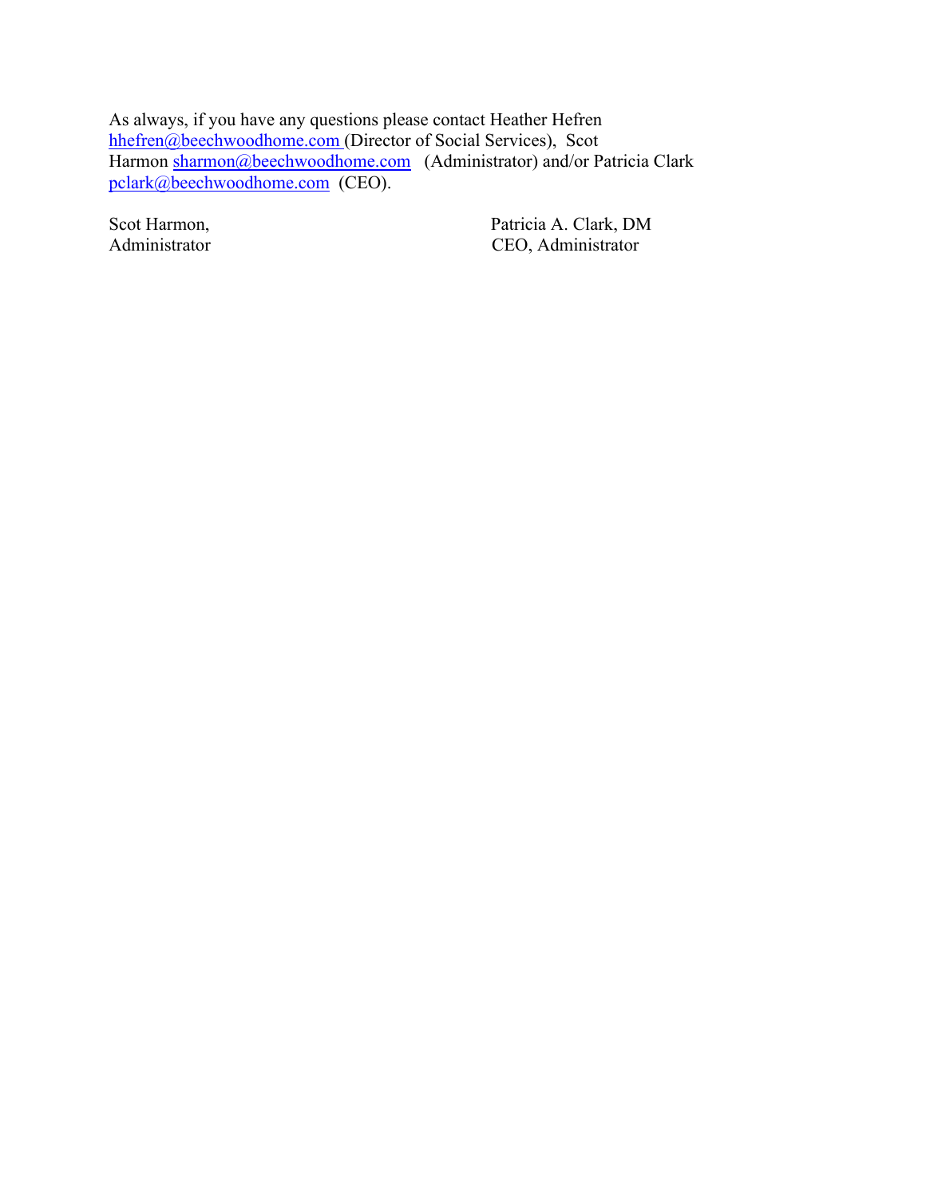As always, if you have any questions please contact Heather Hefren hhefren@beechwoodhome.com (Director of Social Services), Scot Harmon sharmon@beechwoodhome.com (Administrator) and/or Patricia Clark pclark@beechwoodhome.com (CEO).

Scot Harmon,
Administrator

Patricia A. Clark, DM
CEO, Administrator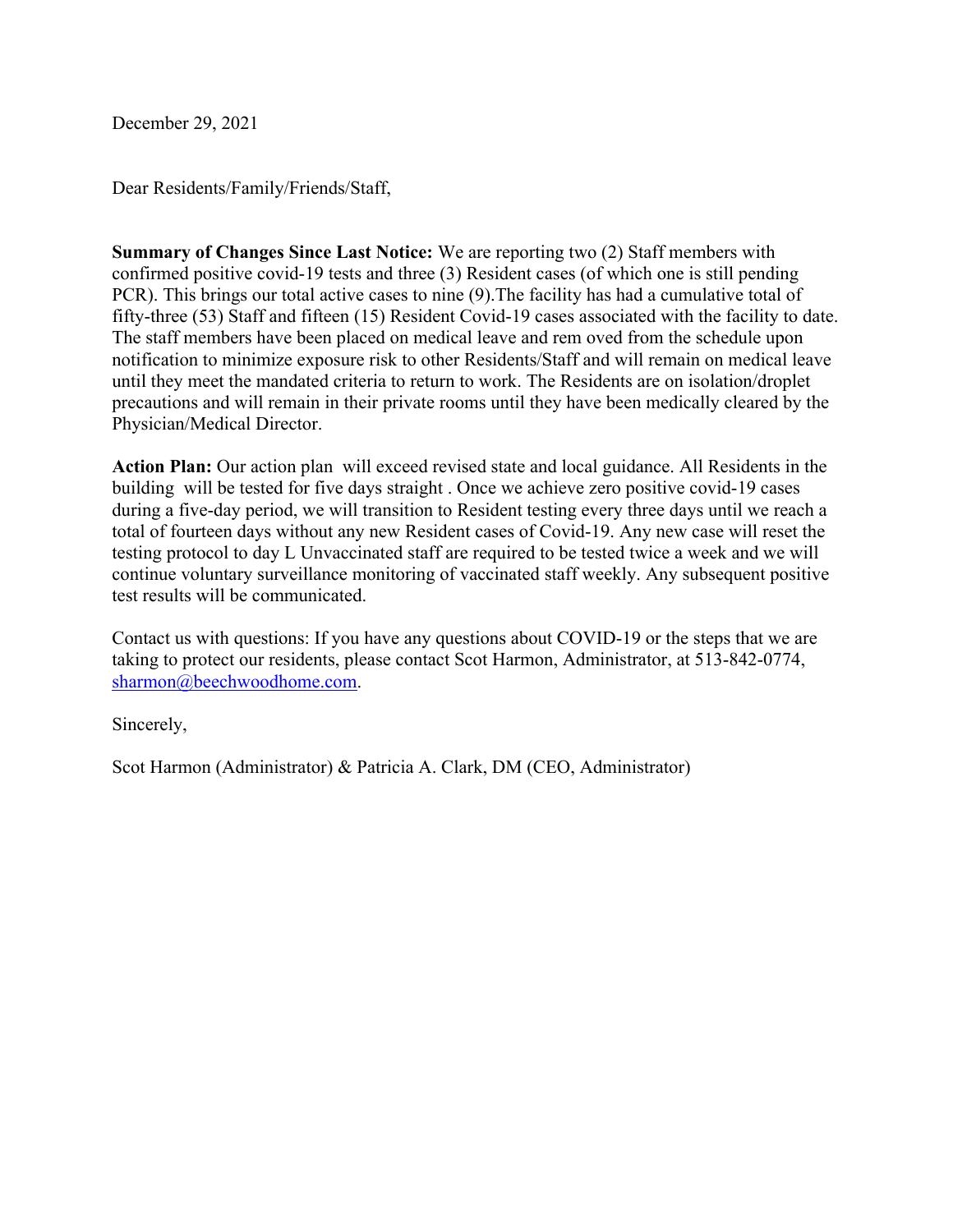December 29, 2021

Dear Residents/Family/Friends/Staff,

**Summary of Changes Since Last Notice:** We are reporting two (2) Staff members with confirmed positive covid-19 tests and three (3) Resident cases (of which one is still pending PCR). This brings our total active cases to nine (9).The facility has had a cumulative total of fifty-three (53) Staff and fifteen (15) Resident Covid-19 cases associated with the facility to date. The staff members have been placed on medical leave and rem oved from the schedule upon notification to minimize exposure risk to other Residents/Staff and will remain on medical leave until they meet the mandated criteria to return to work. The Residents are on isolation/droplet precautions and will remain in their private rooms until they have been medically cleared by the Physician/Medical Director.

**Action Plan:** Our action plan will exceed revised state and local guidance. All Residents in the building will be tested for five days straight . Once we achieve zero positive covid-19 cases during a five-day period, we will transition to Resident testing every three days until we reach a total of fourteen days without any new Resident cases of Covid-19. Any new case will reset the testing protocol to day L Unvaccinated staff are required to be tested twice a week and we will continue voluntary surveillance monitoring of vaccinated staff weekly. Any subsequent positive test results will be communicated.

Contact us with questions: If you have any questions about COVID-19 or the steps that we are taking to protect our residents, please contact Scot Harmon, Administrator, at 513-842-0774, sharmon@beechwoodhome.com.

Sincerely,

Scot Harmon (Administrator) & Patricia A. Clark, DM (CEO, Administrator)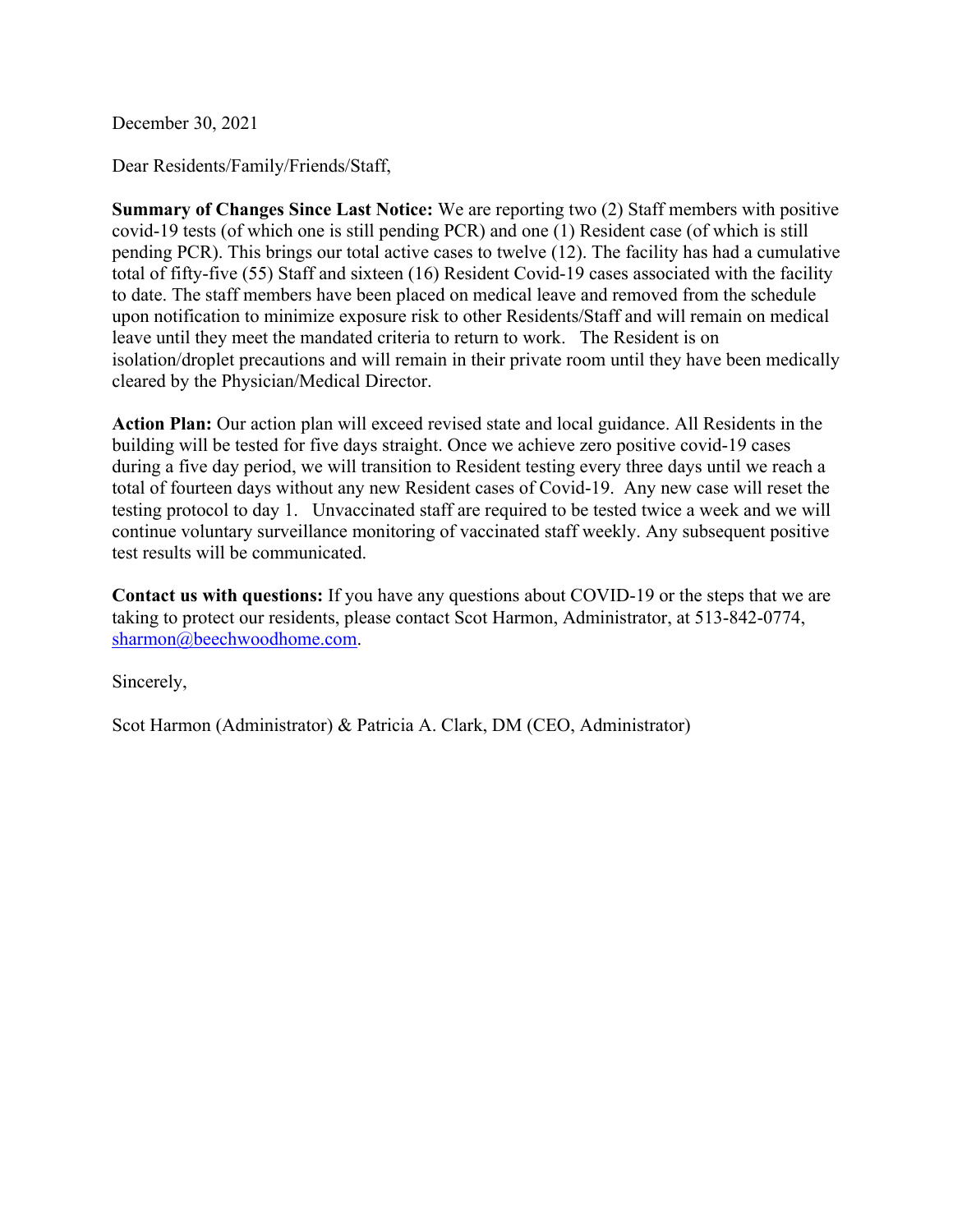December 30, 2021

Dear Residents/Family/Friends/Staff,

**Summary of Changes Since Last Notice:** We are reporting two (2) Staff members with positive covid-19 tests (of which one is still pending PCR) and one (1) Resident case (of which is still pending PCR). This brings our total active cases to twelve (12). The facility has had a cumulative total of fifty-five (55) Staff and sixteen (16) Resident Covid-19 cases associated with the facility to date. The staff members have been placed on medical leave and removed from the schedule upon notification to minimize exposure risk to other Residents/Staff and will remain on medical leave until they meet the mandated criteria to return to work. The Resident is on isolation/droplet precautions and will remain in their private room until they have been medically cleared by the Physician/Medical Director.

**Action Plan:** Our action plan will exceed revised state and local guidance. All Residents in the building will be tested for five days straight. Once we achieve zero positive covid-19 cases during a five day period, we will transition to Resident testing every three days until we reach a total of fourteen days without any new Resident cases of Covid-19. Any new case will reset the testing protocol to day 1. Unvaccinated staff are required to be tested twice a week and we will continue voluntary surveillance monitoring of vaccinated staff weekly. Any subsequent positive test results will be communicated.

**Contact us with questions:** If you have any questions about COVID-19 or the steps that we are taking to protect our residents, please contact Scot Harmon, Administrator, at 513-842-0774, [sharmon@beechwoodhome.com](mailto:sharmon@beechwoodhome.com).

Sincerely,

Scot Harmon (Administrator) & Patricia A. Clark, DM (CEO, Administrator)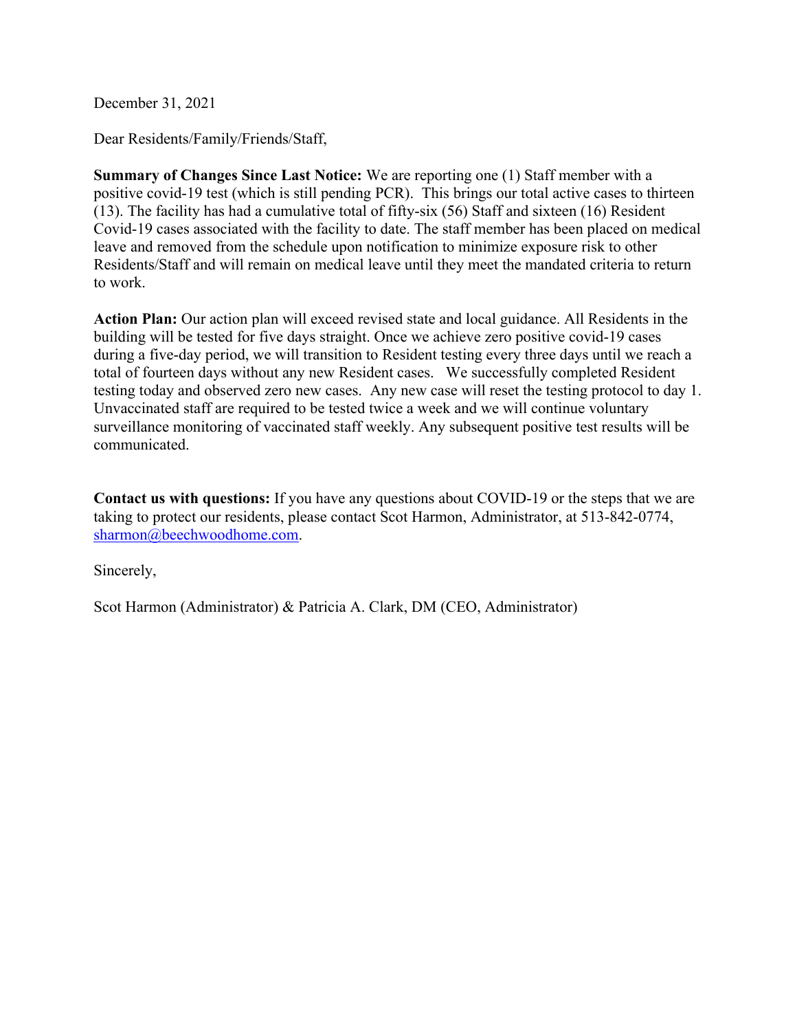December 31, 2021

Dear Residents/Family/Friends/Staff,

**Summary of Changes Since Last Notice:** We are reporting one (1) Staff member with a positive covid-19 test (which is still pending PCR). This brings our total active cases to thirteen (13). The facility has had a cumulative total of fifty-six (56) Staff and sixteen (16) Resident Covid-19 cases associated with the facility to date. The staff member has been placed on medical leave and removed from the schedule upon notification to minimize exposure risk to other Residents/Staff and will remain on medical leave until they meet the mandated criteria to return to work.

**Action Plan:** Our action plan will exceed revised state and local guidance. All Residents in the building will be tested for five days straight. Once we achieve zero positive covid-19 cases during a five-day period, we will transition to Resident testing every three days until we reach a total of fourteen days without any new Resident cases. We successfully completed Resident testing today and observed zero new cases. Any new case will reset the testing protocol to day 1. Unvaccinated staff are required to be tested twice a week and we will continue voluntary surveillance monitoring of vaccinated staff weekly. Any subsequent positive test results will be communicated.

**Contact us with questions:** If you have any questions about COVID-19 or the steps that we are taking to protect our residents, please contact Scot Harmon, Administrator, at 513-842-0774, sharmon@beechwoodhome.com.

Sincerely,

Scot Harmon (Administrator) & Patricia A. Clark, DM (CEO, Administrator)